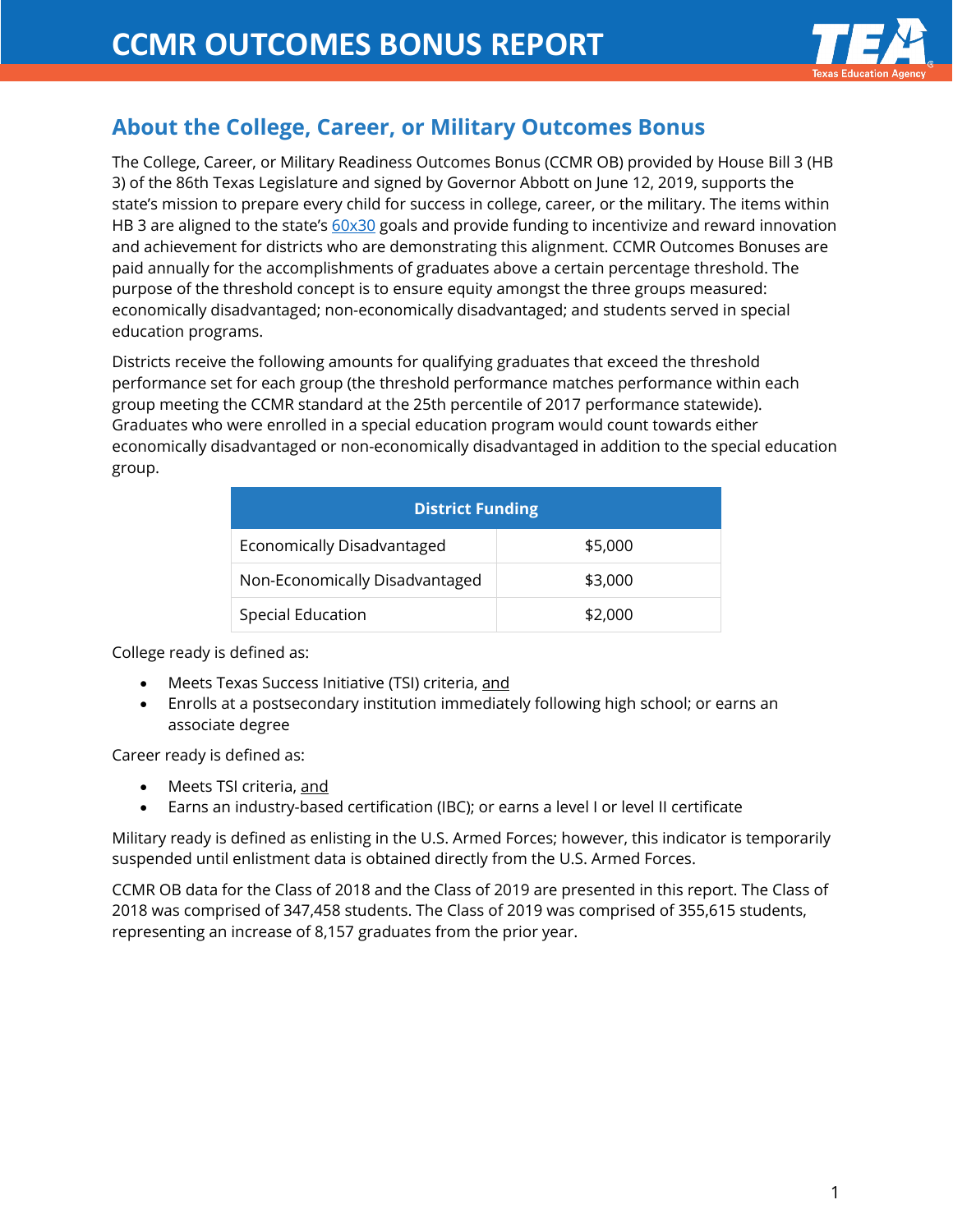# CCMR OUTCOMES BONUS REPORT

## About the College, Career, or Military Outcomes Bonus

The College, Career, or Military Readiness Outcomes Bonus (CCMR OB) provided by House Bill 3 (HB 3) of the 86th Texas Legislature and signed by Governor Abbott on June 12, 2019, supports the state's mission to prepare every child for success in college, career, or the military. The items within HB 3 are aligned to the state's 60x30 goals and provide funding to incentivize and reward innovation and achievement for districts who are demonstrating this alignment. CCMR Outcomes Bonuses are paid annually for the accomplishments of graduates above a certain percentage threshold. The purpose of the threshold concept is to ensure equity amongst the three groups measured: economically disadvantaged; non-economically disadvantaged; and students served in special education programs.

Districts receive the following amounts for qualifying graduates that exceed the threshold performance set for each group (the threshold performance matches performance within each group meeting the CCMR standard at the 25th percentile of 2017 performance statewide). Graduates who were enrolled in a special education program would count towards either economically disadvantaged or non-economically disadvantaged in addition to the special education group.

| District Funding | |
| --- | --- |
| Economically Disadvantaged | $5,000 |
| Non-Economically Disadvantaged | $3,000 |
| Special Education | $2,000 |

College ready is defined as:

- Meets Texas Success Initiative (TSI) criteria, and
- Enrolls at a postsecondary institution immediately following high school; or earns an associate degree

Career ready is defined as:

- Meets TSI criteria, and
- Earns an industry-based certification (IBC); or earns a level I or level II certificate

Military ready is defined as enlisting in the U.S. Armed Forces; however, this indicator is temporarily suspended until enlistment data is obtained directly from the U.S. Armed Forces.

CCMR OB data for the Class of 2018 and the Class of 2019 are presented in this report. The Class of 2018 was comprised of 347,458 students. The Class of 2019 was comprised of 355,615 students, representing an increase of 8,157 graduates from the prior year.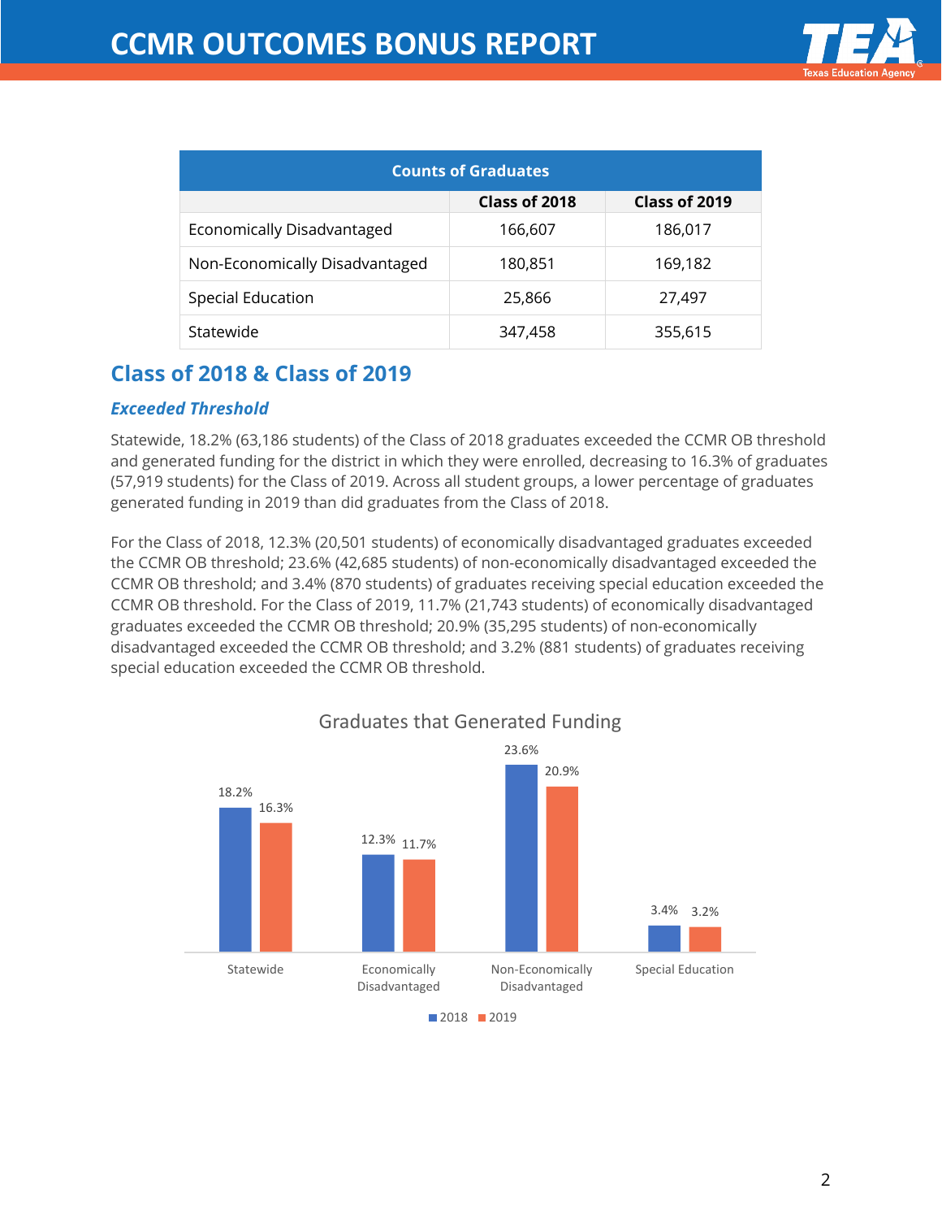| Counts of Graduates | | |
|---|---|---|
| | Class of 2018 | Class of 2019 |
| Economically Disadvantaged | 166,607 | 186,017 |
| Non-Economically Disadvantaged | 180,851 | 169,182 |
| Special Education | 25,866 | 27,497 |
| Statewide | 347,458 | 355,615 |

## Class of 2018 & Class of 2019

### *Exceeded Threshold*

Statewide, 18.2% (63,186 students) of the Class of 2018 graduates exceeded the CCMR OB threshold and generated funding for the district in which they were enrolled, decreasing to 16.3% of graduates (57,919 students) for the Class of 2019. Across all student groups, a lower percentage of graduates generated funding in 2019 than did graduates from the Class of 2018.

For the Class of 2018, 12.3% (20,501 students) of economically disadvantaged graduates exceeded the CCMR OB threshold; 23.6% (42,685 students) of non-economically disadvantaged exceeded the CCMR OB threshold; and 3.4% (870 students) of graduates receiving special education exceeded the CCMR OB threshold. For the Class of 2019, 11.7% (21,743 students) of economically disadvantaged graduates exceeded the CCMR OB threshold; 20.9% (35,295 students) of non-economically disadvantaged exceeded the CCMR OB threshold; and 3.2% (881 students) of graduates receiving special education exceeded the CCMR OB threshold.

Graduates that Generated Funding

| | 2018 | 2019 |
|---|---|---|
| Statewide | 18.2% | 16.3% |
| Economically Disadvantaged | 12.3% | 11.7% |
| Non-Economically Disadvantaged | 23.6% | 20.9% |
| Special Education | 3.4% | 3.2% |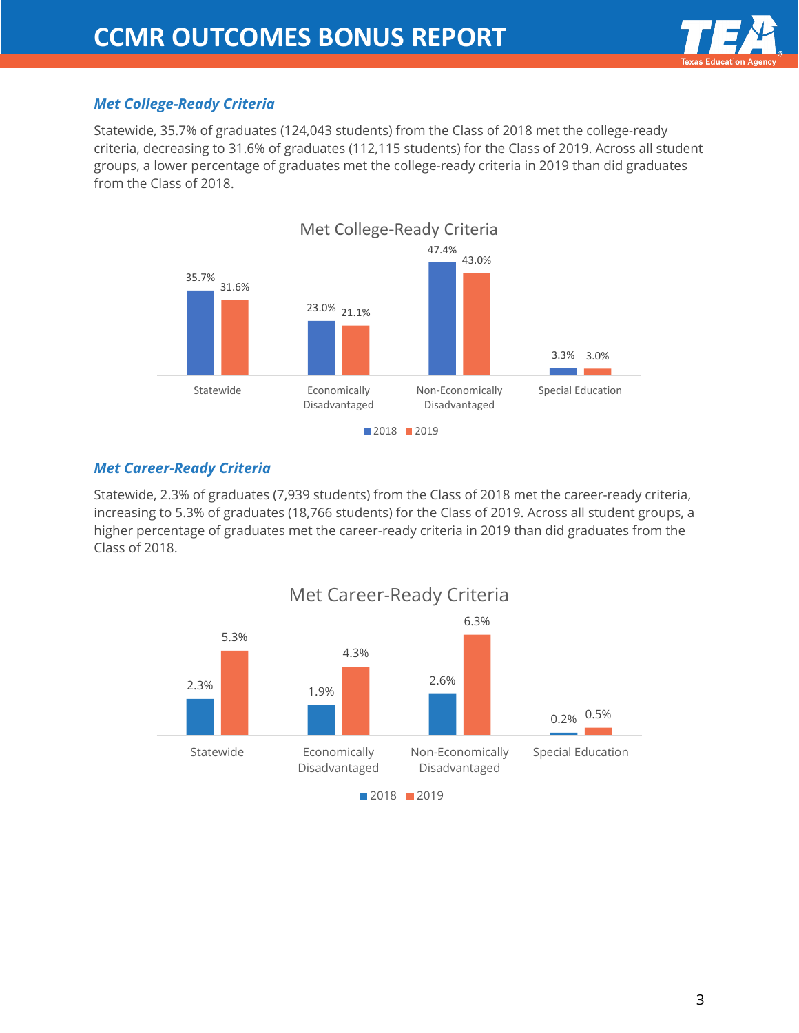### *Met College-Ready Criteria*

Statewide, 35.7% of graduates (124,043 students) from the Class of 2018 met the college-ready criteria, decreasing to 31.6% of graduates (112,115 students) for the Class of 2019. Across all student groups, a lower percentage of graduates met the college-ready criteria in 2019 than did graduates from the Class of 2018.

**Met College-Ready Criteria**

| | 2018 | 2019 |
|---|---|---|
| Statewide | 35.7% | 31.6% |
| Economically Disadvantaged | 23.0% | 21.1% |
| Non-Economically Disadvantaged | 47.4% | 43.0% |
| Special Education | 3.3% | 3.0% |

### *Met Career-Ready Criteria*

Statewide, 2.3% of graduates (7,939 students) from the Class of 2018 met the career-ready criteria, increasing to 5.3% of graduates (18,766 students) for the Class of 2019. Across all student groups, a higher percentage of graduates met the career-ready criteria in 2019 than did graduates from the Class of 2018.

**Met Career-Ready Criteria**

| | 2018 | 2019 |
|---|---|---|
| Statewide | 2.3% | 5.3% |
| Economically Disadvantaged | 1.9% | 4.3% |
| Non-Economically Disadvantaged | 2.6% | 6.3% |
| Special Education | 0.2% | 0.5% |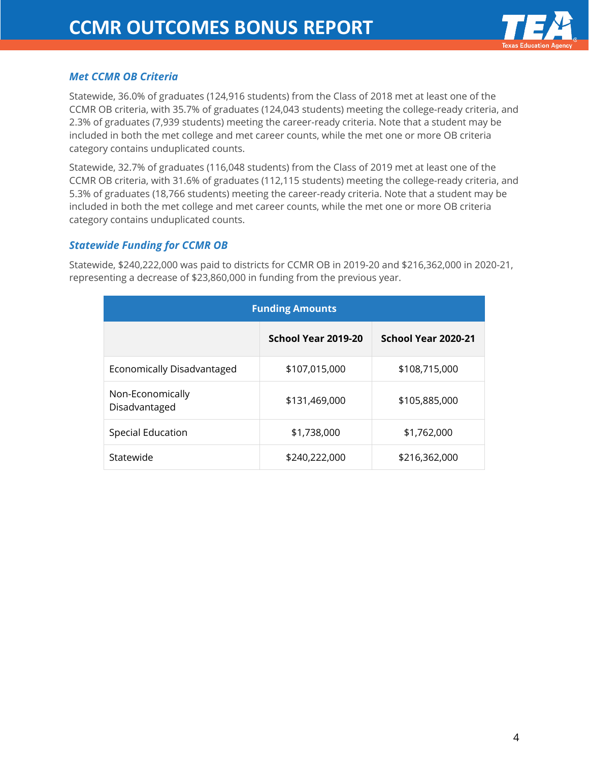### *Met CCMR OB Criteria*

Statewide, 36.0% of graduates (124,916 students) from the Class of 2018 met at least one of the CCMR OB criteria, with 35.7% of graduates (124,043 students) meeting the college-ready criteria, and 2.3% of graduates (7,939 students) meeting the career-ready criteria. Note that a student may be included in both the met college and met career counts, while the met one or more OB criteria category contains unduplicated counts.

Statewide, 32.7% of graduates (116,048 students) from the Class of 2019 met at least one of the CCMR OB criteria, with 31.6% of graduates (112,115 students) meeting the college-ready criteria, and 5.3% of graduates (18,766 students) meeting the career-ready criteria. Note that a student may be included in both the met college and met career counts, while the met one or more OB criteria category contains unduplicated counts.

### *Statewide Funding for CCMR OB*

Statewide, $240,222,000 was paid to districts for CCMR OB in 2019-20 and $216,362,000 in 2020-21, representing a decrease of $23,860,000 in funding from the previous year.

| Funding Amounts | | |
|---|---|---|
| | **School Year 2019-20** | **School Year 2020-21** |
| Economically Disadvantaged | $107,015,000 | $108,715,000 |
| Non-Economically Disadvantaged | $131,469,000 | $105,885,000 |
| Special Education | $1,738,000 | $1,762,000 |
| Statewide | $240,222,000 | $216,362,000 |